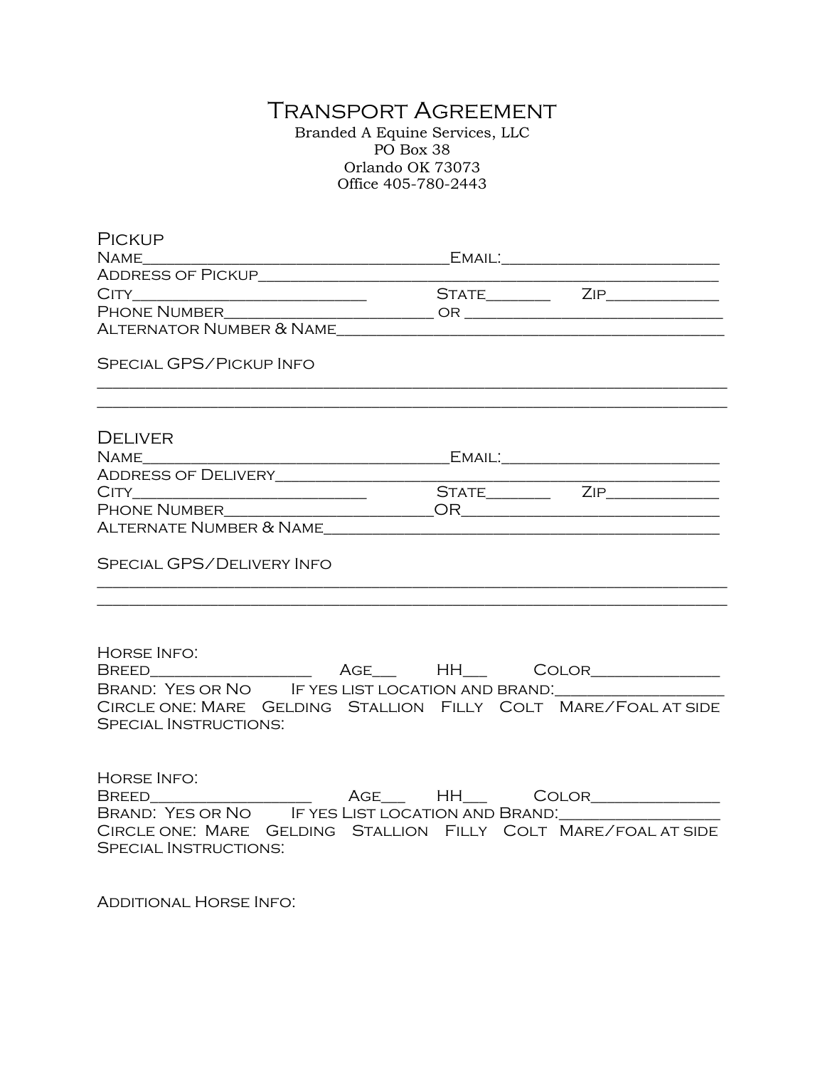# Transport Agreement

Branded A Equine Services, LLC
PO Box 38
Orlando OK 73073
Office 405-780-2443

## Pickup

Name_____________________________________Email:__________________________
Address of Pickup_____________________________________________________________
City___________________________ State_______ Zip_____________
Phone Number________________________ or ______________________________
Alternator Number & Name______________________________________________

Special GPS/Pickup Info

______________________________________________________________________________
______________________________________________________________________________

## Deliver

Name_____________________________________Email:__________________________
Address of Delivery___________________________________________________________
City___________________________ State_______ Zip_____________
Phone Number________________________OR______________________________
Alternate Number & Name______________________________________________

Special GPS/Delivery Info

______________________________________________________________________________
______________________________________________________________________________

Horse Info:
Breed__________________ Age___ HH___ Color______________
Brand: Yes or No If yes list location and brand:__________________
Circle one: Mare Gelding Stallion Filly Colt Mare/Foal at side
Special Instructions:

Horse Info:
Breed__________________ Age___ HH___ Color______________
Brand: Yes or No If yes List location and Brand:__________________
Circle one: Mare Gelding Stallion Filly Colt Mare/foal at side
Special Instructions:

Additional Horse Info: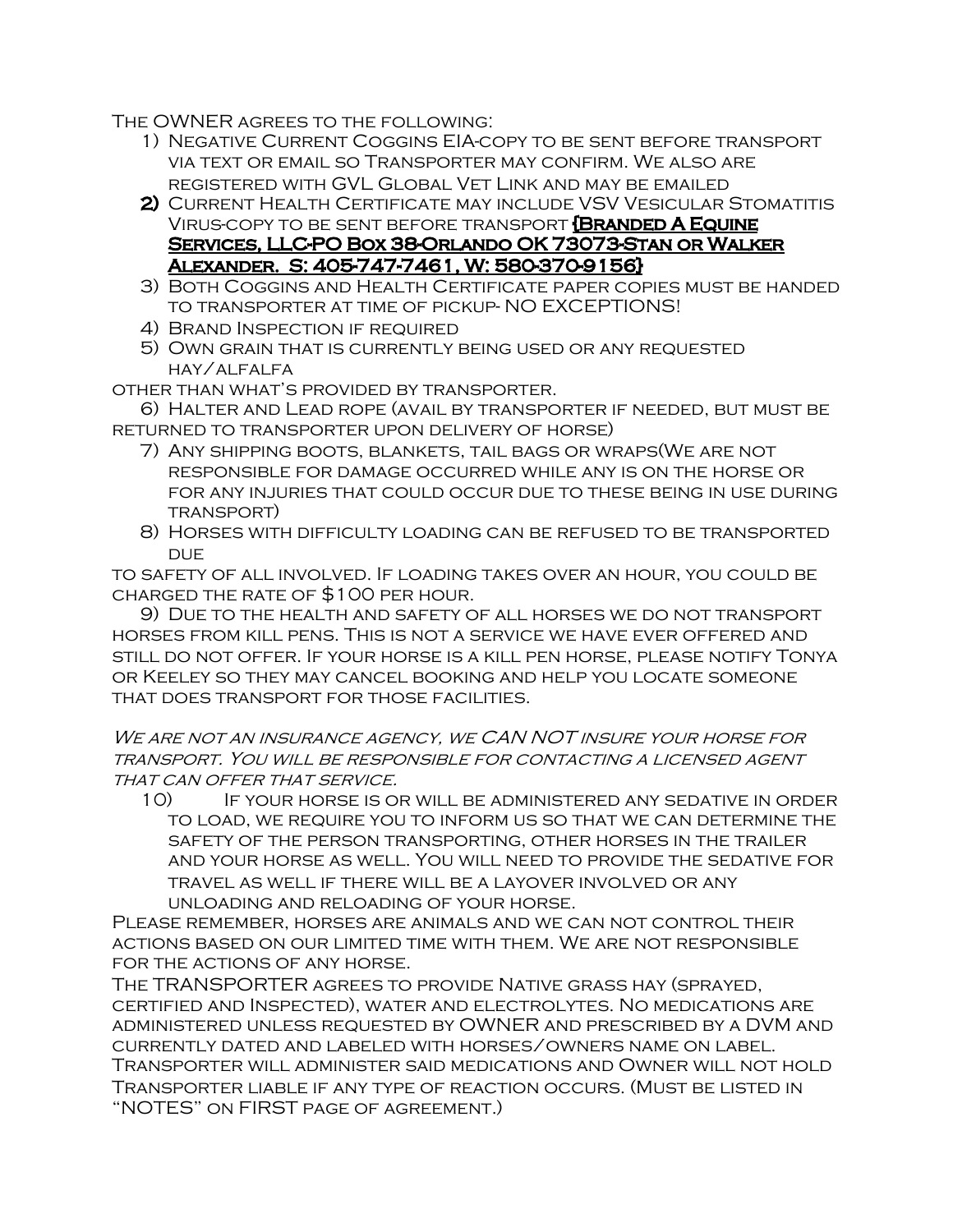The OWNER agrees to the following:

1) Negative Current Coggins EIA-copy to be sent before transport via text or email so Transporter may confirm. We also are registered with GVL Global Vet Link and may be emailed
2) Current Health Certificate may include VSV Vesicular Stomatitis Virus-copy to be sent before transport **{Branded A Equine Services, LLC-PO Box 38-Orlando OK 73073-Stan or Walker Alexander. S: 405-747-7461, W: 580-370-9156}**
3) Both Coggins and Health Certificate paper copies must be handed to transporter at time of pickup- NO EXCEPTIONS!
4) Brand Inspection if required
5) Own grain that is currently being used or any requested hay/alfalfa other than what's provided by transporter.
6) Halter and Lead rope (avail by transporter if needed, but must be returned to transporter upon delivery of horse)
7) Any shipping boots, blankets, tail bags or wraps(We are not responsible for damage occurred while any is on the horse or for any injuries that could occur due to these being in use during transport)
8) Horses with difficulty loading can be refused to be transported due to safety of all involved. If loading takes over an hour, you could be charged the rate of $100 per hour.
9) Due to the health and safety of all horses we do not transport horses from kill pens. This is not a service we have ever offered and still do not offer. If your horse is a kill pen horse, please notify Tonya or Keeley so they may cancel booking and help you locate someone that does transport for those facilities.

*We are not an insurance agency, we CAN NOT insure your horse for transport. You will be responsible for contacting a licensed agent that can offer that service.*

10) If your horse is or will be administered any sedative in order to load, we require you to inform us so that we can determine the safety of the person transporting, other horses in the trailer and your horse as well. You will need to provide the sedative for travel as well if there will be a layover involved or any unloading and reloading of your horse.

Please remember, horses are animals and we can not control their actions based on our limited time with them. We are not responsible for the actions of any horse.

The TRANSPORTER agrees to provide Native grass hay (sprayed, certified and Inspected), water and electrolytes. No medications are administered unless requested by OWNER and prescribed by a DVM and currently dated and labeled with horses/owners name on label. Transporter will administer said medications and Owner will not hold Transporter liable if any type of reaction occurs. (Must be listed in "NOTES" on FIRST page of agreement.)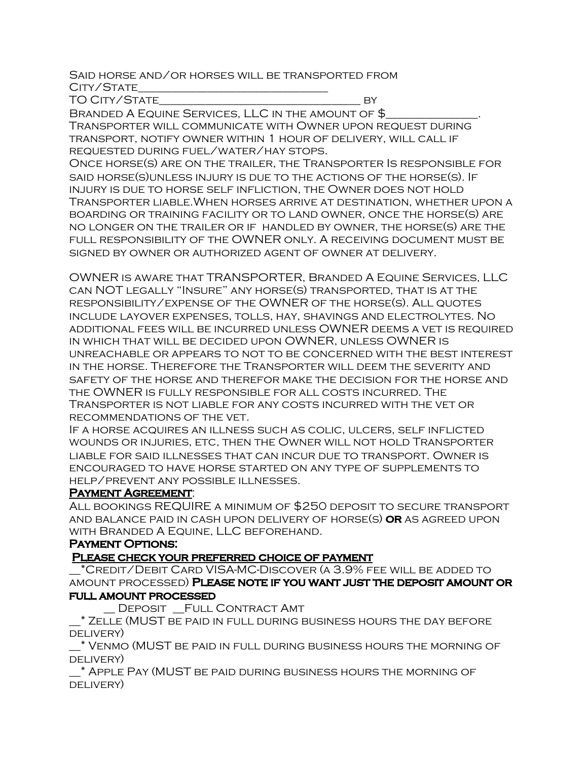Said horse and/or horses will be transported from City/State________________________________

TO City/State__________________________________ by

Branded A Equine Services, LLC in the amount of $_______________.

Transporter will communicate with Owner upon request during transport, notify owner within 1 hour of delivery, will call if requested during fuel/water/hay stops.

Once horse(s) are on the trailer, the Transporter Is responsible for said horse(s)unless injury is due to the actions of the horse(s). If injury is due to horse self infliction, the Owner does not hold Transporter liable.When horses arrive at destination, whether upon a boarding or training facility or to land owner, once the horse(s) are no longer on the trailer or if handled by owner, the horse(s) are the full responsibility of the OWNER only. A receiving document must be signed by owner or authorized agent of owner at delivery.

OWNER is aware that TRANSPORTER, Branded A Equine Services, LLC can NOT legally "Insure" any horse(s) transported, that is at the responsibility/expense of the OWNER of the horse(s). All quotes include layover expenses, tolls, hay, shavings and electrolytes. No additional fees will be incurred unless OWNER deems a vet is required in which that will be decided upon OWNER, unless OWNER is unreachable or appears to not to be concerned with the best interest in the horse. Therefore the Transporter will deem the severity and safety of the horse and therefor make the decision for the horse and the OWNER is fully responsible for all costs incurred. The Transporter is not liable for any costs incurred with the vet or recommendations of the vet.

If a horse acquires an illness such as colic, ulcers, self inflicted wounds or injuries, etc, then the Owner will not hold Transporter liable for said illnesses that can incur due to transport. Owner is encouraged to have horse started on any type of supplements to help/prevent any possible illnesses.

**Payment Agreement**:

All bookings REQUIRE a minimum of $250 deposit to secure transport and balance paid in cash upon delivery of horse(s) **or** as agreed upon with Branded A Equine, LLC beforehand.

**Payment Options:**

**Please check your preferred choice of payment**

__*Credit/Debit Card VISA-MC-Discover (a 3.9% fee will be added to amount processed) **Please note if you want just the deposit amount or full amount processed**

__ Deposit __Full Contract Amt

__* Zelle (MUST be paid in full during business hours the day before delivery)

__* Venmo (MUST be paid in full during business hours the morning of delivery)

__* Apple Pay (MUST be paid during business hours the morning of delivery)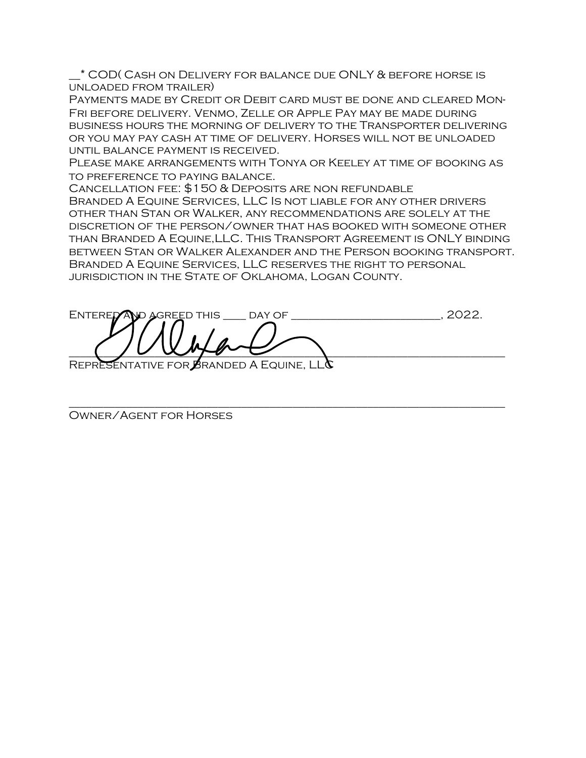__* COD( Cash on Delivery for balance due ONLY & before horse is unloaded from trailer)

Payments made by Credit or Debit card must be done and cleared Mon-Fri before delivery. Venmo, Zelle or Apple Pay may be made during business hours the morning of delivery to the Transporter delivering or you may pay cash at time of delivery. Horses will not be unloaded until balance payment is received.

Please make arrangements with Tonya or Keeley at time of booking as to preference to paying balance.

Cancellation fee: $150 & Deposits are non refundable

Branded A Equine Services, LLC Is not liable for any other drivers other than Stan or Walker, any recommendations are solely at the discretion of the person/owner that has booked with someone other than Branded A Equine,LLC. This Transport Agreement is ONLY binding between Stan or Walker Alexander and the Person booking transport. Branded A Equine Services, LLC reserves the right to personal jurisdiction in the State of Oklahoma, Logan County.

Entered and agreed this ____ day of ______________________, 2022.

______________________________________________________________

Representative for Branded A Equine, LLC

______________________________________________________________

Owner/Agent for Horses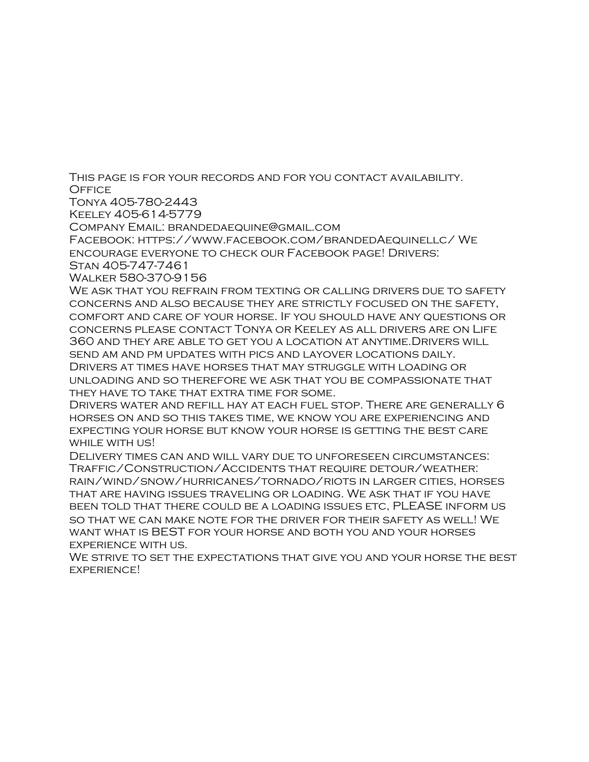This page is for your records and for you contact availability.
Office
Tonya 405-780-2443
Keeley 405-614-5779
Company Email: brandedaequine@gmail.com
Facebook: https://www.facebook.com/brandedAequinellc/ We encourage everyone to check our Facebook page! Drivers:
Stan 405-747-7461
Walker 580-370-9156
We ask that you refrain from texting or calling drivers due to safety concerns and also because they are strictly focused on the safety, comfort and care of your horse. If you should have any questions or concerns please contact Tonya or Keeley as all drivers are on Life 360 and they are able to get you a location at anytime.Drivers will send am and pm updates with pics and layover locations daily.
Drivers at times have horses that may struggle with loading or unloading and so therefore we ask that you be compassionate that they have to take that extra time for some.
Drivers water and refill hay at each fuel stop. There are generally 6 horses on and so this takes time, we know you are experiencing and expecting your horse but know your horse is getting the best care while with us!
Delivery times can and will vary due to unforeseen circumstances: Traffic/Construction/Accidents that require detour/weather: rain/wind/snow/hurricanes/tornado/riots in larger cities, horses that are having issues traveling or loading. We ask that if you have been told that there could be a loading issues etc, PLEASE inform us so that we can make note for the driver for their safety as well! We want what is BEST for your horse and both you and your horses experience with us.
We strive to set the expectations that give you and your horse the best experience!